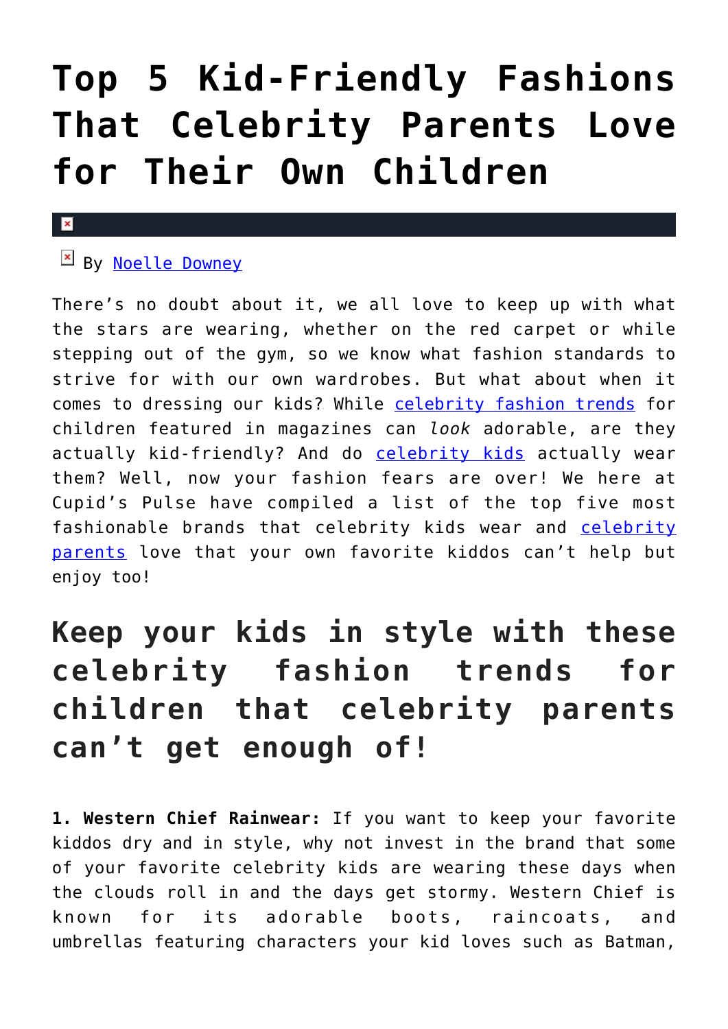# Top 5 Kid-Friendly Fashions That Celebrity Parents Love for Their Own Children

By [Noelle Downey]

There's no doubt about it, we all love to keep up with what the stars are wearing, whether on the red carpet or while stepping out of the gym, so we know what fashion standards to strive for with our own wardrobes. But what about when it comes to dressing our kids? While [celebrity fashion trends] for children featured in magazines can *look* adorable, are they actually kid-friendly? And do [celebrity kids] actually wear them? Well, now your fashion fears are over! We here at Cupid's Pulse have compiled a list of the top five most fashionable brands that celebrity kids wear and [celebrity parents] love that your own favorite kiddos can't help but enjoy too!

## Keep your kids in style with these celebrity fashion trends for children that celebrity parents can't get enough of!

**1. Western Chief Rainwear:** If you want to keep your favorite kiddos dry and in style, why not invest in the brand that some of your favorite celebrity kids are wearing these days when the clouds roll in and the days get stormy. Western Chief is known for its adorable boots, raincoats, and umbrellas featuring characters your kid loves such as Batman,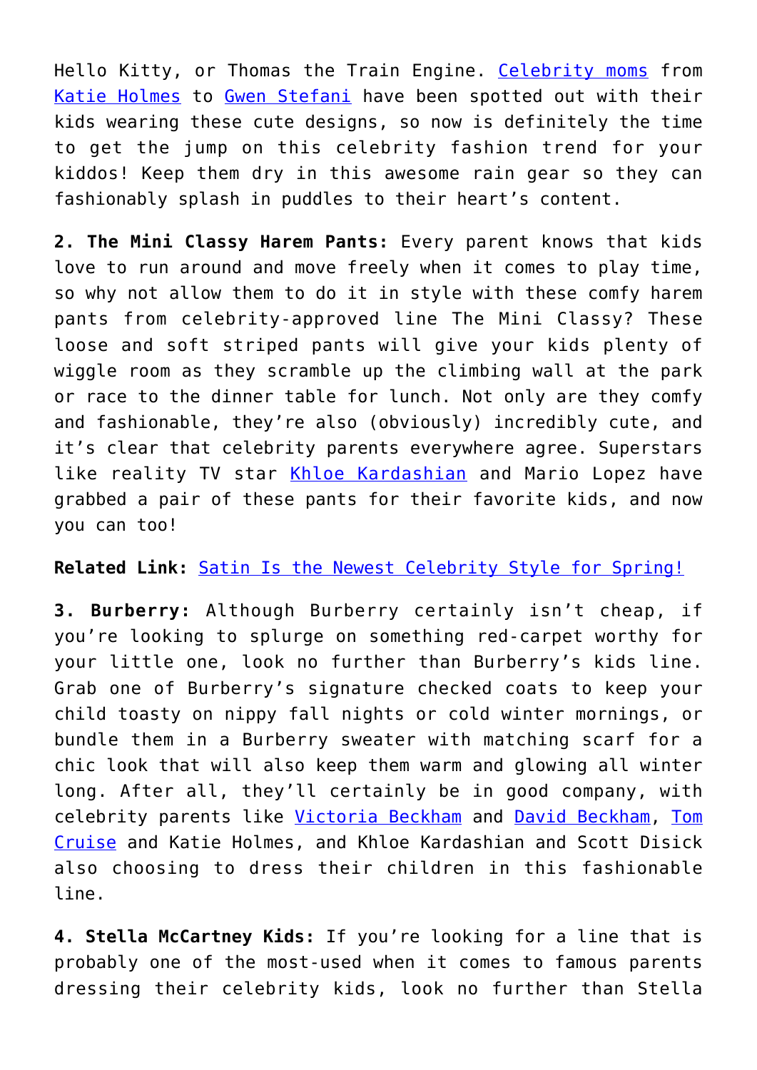Hello Kitty, or Thomas the Train Engine. [Celebrity moms](#) from [Katie Holmes](#) to [Gwen Stefani](#) have been spotted out with their kids wearing these cute designs, so now is definitely the time to get the jump on this celebrity fashion trend for your kiddos! Keep them dry in this awesome rain gear so they can fashionably splash in puddles to their heart's content.

**2. The Mini Classy Harem Pants:** Every parent knows that kids love to run around and move freely when it comes to play time, so why not allow them to do it in style with these comfy harem pants from celebrity-approved line The Mini Classy? These loose and soft striped pants will give your kids plenty of wiggle room as they scramble up the climbing wall at the park or race to the dinner table for lunch. Not only are they comfy and fashionable, they're also (obviously) incredibly cute, and it's clear that celebrity parents everywhere agree. Superstars like reality TV star [Khloe Kardashian](#) and Mario Lopez have grabbed a pair of these pants for their favorite kids, and now you can too!

**Related Link:** [Satin Is the Newest Celebrity Style for Spring!](#)

**3. Burberry:** Although Burberry certainly isn't cheap, if you're looking to splurge on something red-carpet worthy for your little one, look no further than Burberry's kids line. Grab one of Burberry's signature checked coats to keep your child toasty on nippy fall nights or cold winter mornings, or bundle them in a Burberry sweater with matching scarf for a chic look that will also keep them warm and glowing all winter long. After all, they'll certainly be in good company, with celebrity parents like [Victoria Beckham](#) and [David Beckham](#), [Tom Cruise](#) and Katie Holmes, and Khloe Kardashian and Scott Disick also choosing to dress their children in this fashionable line.

**4. Stella McCartney Kids:** If you're looking for a line that is probably one of the most-used when it comes to famous parents dressing their celebrity kids, look no further than Stella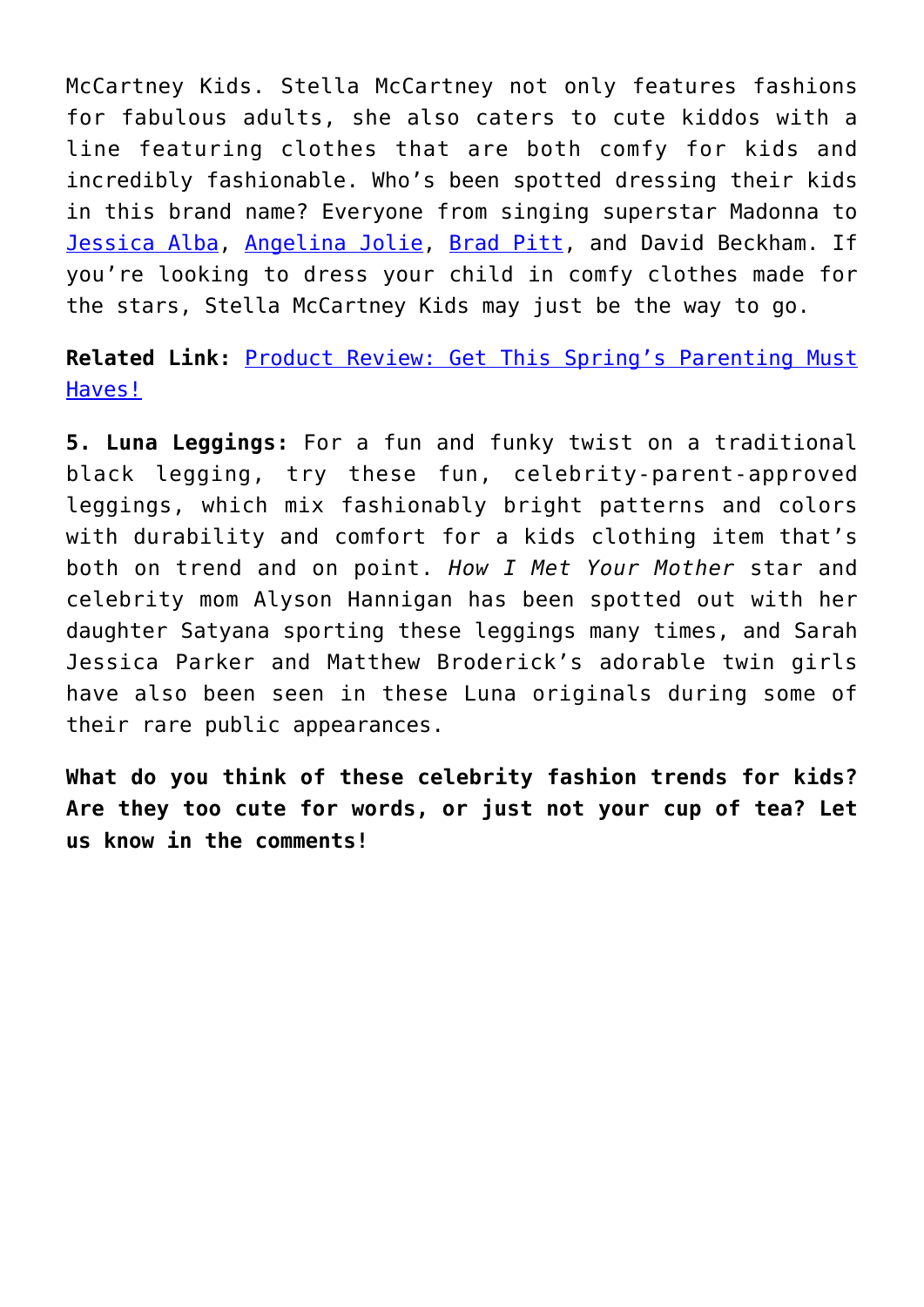McCartney Kids. Stella McCartney not only features fashions for fabulous adults, she also caters to cute kiddos with a line featuring clothes that are both comfy for kids and incredibly fashionable. Who's been spotted dressing their kids in this brand name? Everyone from singing superstar Madonna to Jessica Alba, Angelina Jolie, Brad Pitt, and David Beckham. If you're looking to dress your child in comfy clothes made for the stars, Stella McCartney Kids may just be the way to go.

**Related Link:** Product Review: Get This Spring's Parenting Must Haves!

**5. Luna Leggings:** For a fun and funky twist on a traditional black legging, try these fun, celebrity-parent-approved leggings, which mix fashionably bright patterns and colors with durability and comfort for a kids clothing item that's both on trend and on point. *How I Met Your Mother* star and celebrity mom Alyson Hannigan has been spotted out with her daughter Satyana sporting these leggings many times, and Sarah Jessica Parker and Matthew Broderick's adorable twin girls have also been seen in these Luna originals during some of their rare public appearances.

**What do you think of these celebrity fashion trends for kids? Are they too cute for words, or just not your cup of tea? Let us know in the comments!**